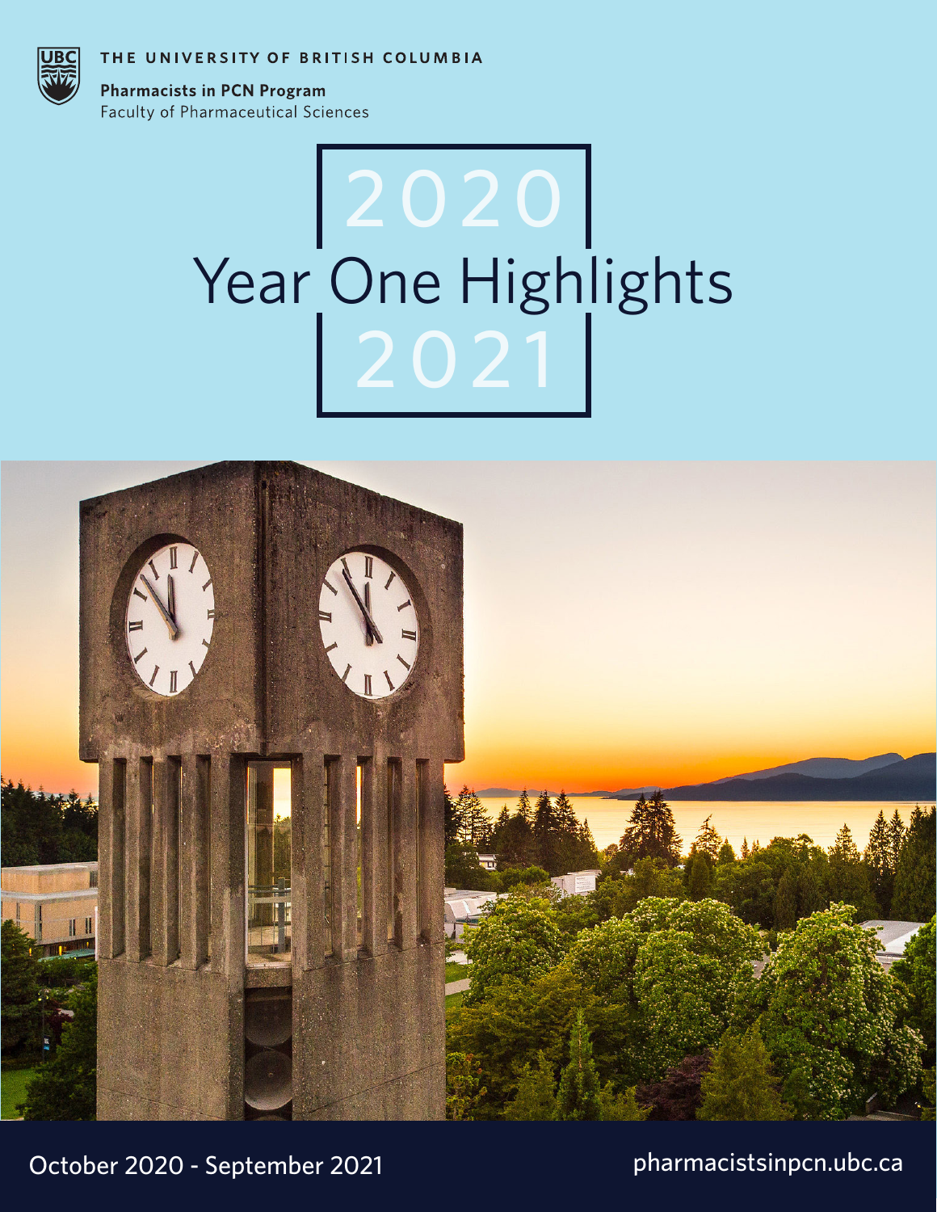THE UNIVERSITY OF BRITISH COLUMBIA

**Pharmacists in PCN Program**
Faculty of Pharmaceutical Sciences

# 2020 Year One Highlights 2021

October 2020 - September 2021

pharmacistsinpcn.ubc.ca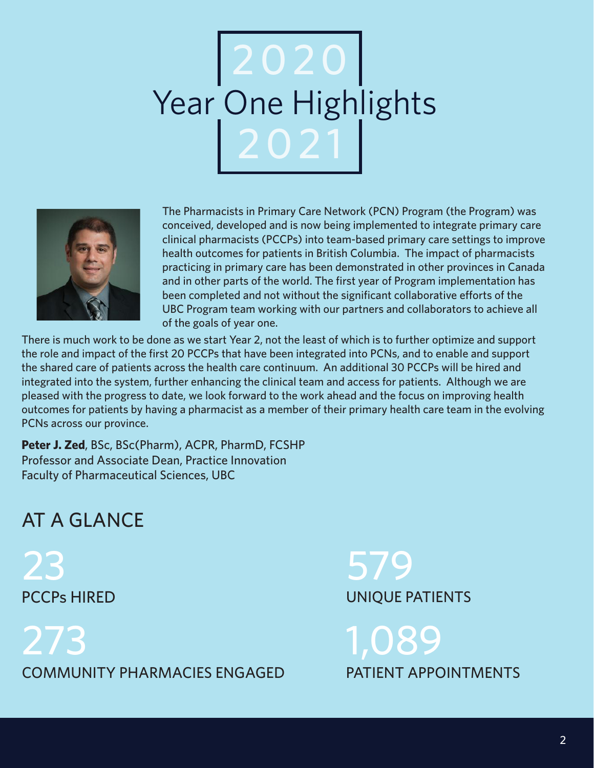# 2020 Year One Highlights 2021

The Pharmacists in Primary Care Network (PCN) Program (the Program) was conceived, developed and is now being implemented to integrate primary care clinical pharmacists (PCCPs) into team-based primary care settings to improve health outcomes for patients in British Columbia. The impact of pharmacists practicing in primary care has been demonstrated in other provinces in Canada and in other parts of the world. The first year of Program implementation has been completed and not without the significant collaborative efforts of the UBC Program team working with our partners and collaborators to achieve all of the goals of year one.

There is much work to be done as we start Year 2, not the least of which is to further optimize and support the role and impact of the first 20 PCCPs that have been integrated into PCNs, and to enable and support the shared care of patients across the health care continuum. An additional 30 PCCPs will be hired and integrated into the system, further enhancing the clinical team and access for patients. Although we are pleased with the progress to date, we look forward to the work ahead and the focus on improving health outcomes for patients by having a pharmacist as a member of their primary health care team in the evolving PCNs across our province.

**Peter J. Zed**, BSc, BSc(Pharm), ACPR, PharmD, FCSHP
Professor and Associate Dean, Practice Innovation
Faculty of Pharmaceutical Sciences, UBC

## AT A GLANCE

23
PCCPs HIRED

273
COMMUNITY PHARMACIES ENGAGED

579
UNIQUE PATIENTS

1,089
PATIENT APPOINTMENTS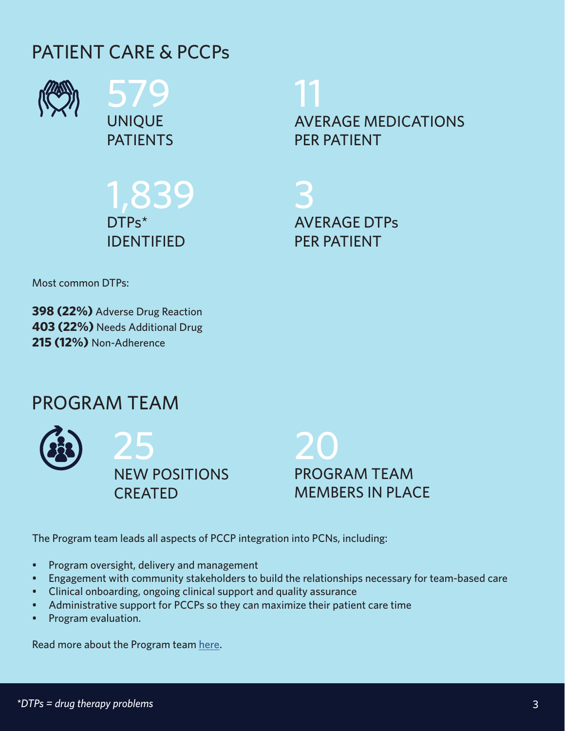## PATIENT CARE & PCCPs

**579**
UNIQUE PATIENTS

**11**
AVERAGE MEDICATIONS PER PATIENT

**1,839**
DTPs* IDENTIFIED

**3**
AVERAGE DTPs PER PATIENT

Most common DTPs:

**398 (22%)** Adverse Drug Reaction
**403 (22%)** Needs Additional Drug
**215 (12%)** Non-Adherence

## PROGRAM TEAM

**25**
NEW POSITIONS CREATED

**20**
PROGRAM TEAM MEMBERS IN PLACE

The Program team leads all aspects of PCCP integration into PCNs, including:

- Program oversight, delivery and management
- Engagement with community stakeholders to build the relationships necessary for team-based care
- Clinical onboarding, ongoing clinical support and quality assurance
- Administrative support for PCCPs so they can maximize their patient care time
- Program evaluation.

Read more about the Program team here.

*\*DTPs = drug therapy problems*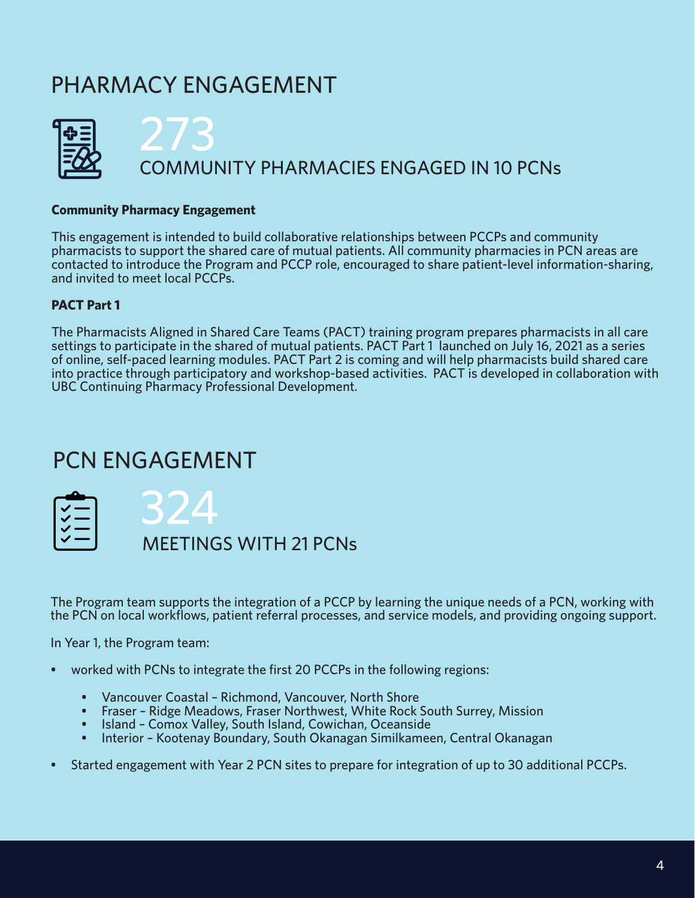# PHARMACY ENGAGEMENT

## 273
COMMUNITY PHARMACIES ENGAGED IN 10 PCNs

**Community Pharmacy Engagement**

This engagement is intended to build collaborative relationships between PCCPs and community pharmacists to support the shared care of mutual patients. All community pharmacies in PCN areas are contacted to introduce the Program and PCCP role, encouraged to share patient-level information-sharing, and invited to meet local PCCPs.

**PACT Part 1**

The Pharmacists Aligned in Shared Care Teams (PACT) training program prepares pharmacists in all care settings to participate in the shared of mutual patients. PACT Part 1 launched on July 16, 2021 as a series of online, self-paced learning modules. PACT Part 2 is coming and will help pharmacists build shared care into practice through participatory and workshop-based activities. PACT is developed in collaboration with UBC Continuing Pharmacy Professional Development.

# PCN ENGAGEMENT

## 324
MEETINGS WITH 21 PCNs

The Program team supports the integration of a PCCP by learning the unique needs of a PCN, working with the PCN on local workflows, patient referral processes, and service models, and providing ongoing support.

In Year 1, the Program team:

- worked with PCNs to integrate the first 20 PCCPs in the following regions:
  - Vancouver Coastal – Richmond, Vancouver, North Shore
  - Fraser – Ridge Meadows, Fraser Northwest, White Rock South Surrey, Mission
  - Island – Comox Valley, South Island, Cowichan, Oceanside
  - Interior – Kootenay Boundary, South Okanagan Similkameen, Central Okanagan
- Started engagement with Year 2 PCN sites to prepare for integration of up to 30 additional PCCPs.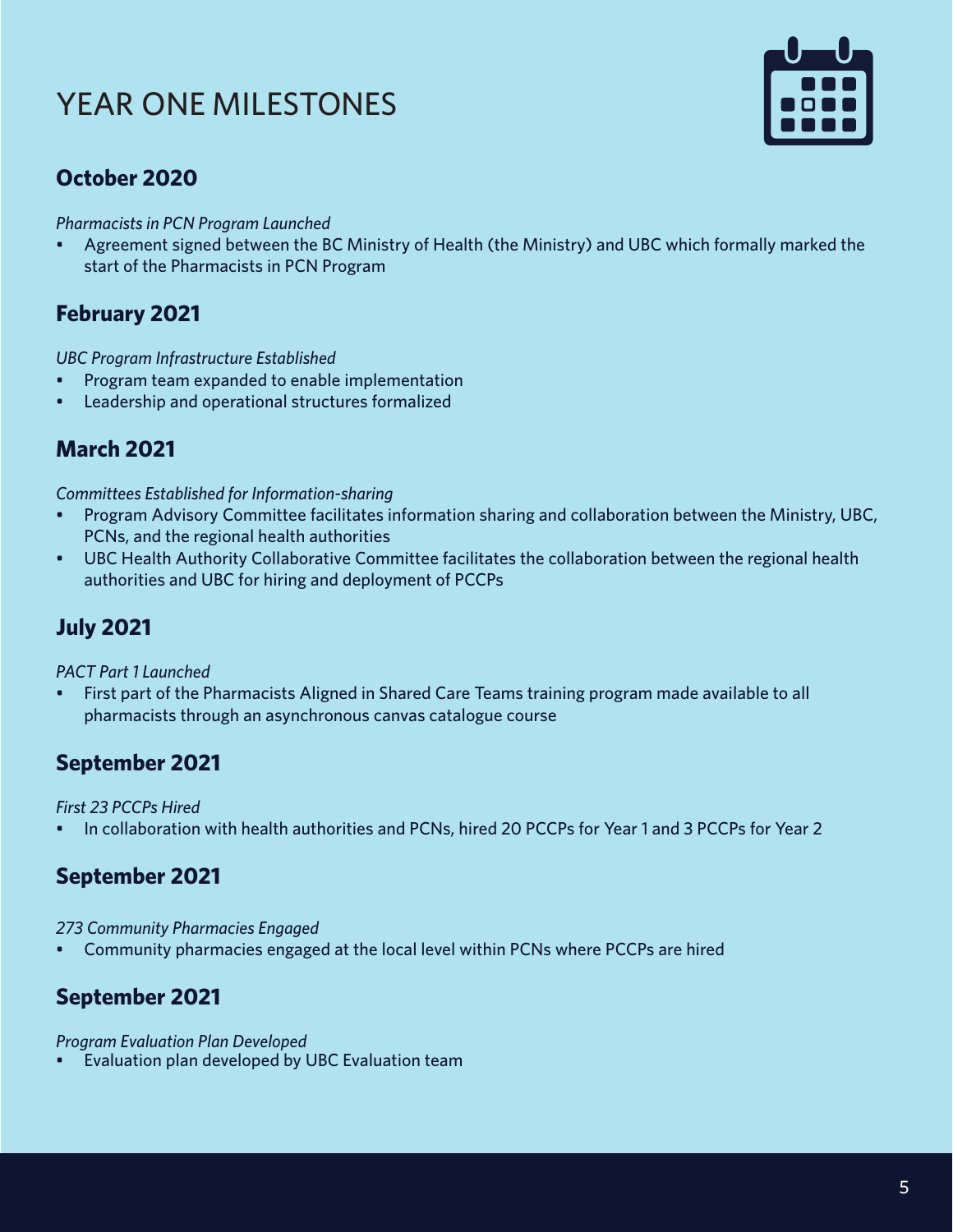# YEAR ONE MILESTONES

## October 2020

*Pharmacists in PCN Program Launched*

- Agreement signed between the BC Ministry of Health (the Ministry) and UBC which formally marked the start of the Pharmacists in PCN Program

## February 2021

*UBC Program Infrastructure Established*

- Program team expanded to enable implementation
- Leadership and operational structures formalized

## March 2021

*Committees Established for Information-sharing*

- Program Advisory Committee facilitates information sharing and collaboration between the Ministry, UBC, PCNs, and the regional health authorities
- UBC Health Authority Collaborative Committee facilitates the collaboration between the regional health authorities and UBC for hiring and deployment of PCCPs

## July 2021

*PACT Part 1 Launched*

- First part of the Pharmacists Aligned in Shared Care Teams training program made available to all pharmacists through an asynchronous canvas catalogue course

## September 2021

*First 23 PCCPs Hired*

- In collaboration with health authorities and PCNs, hired 20 PCCPs for Year 1 and 3 PCCPs for Year 2

## September 2021

*273 Community Pharmacies Engaged*

- Community pharmacies engaged at the local level within PCNs where PCCPs are hired

## September 2021

*Program Evaluation Plan Developed*

- Evaluation plan developed by UBC Evaluation team